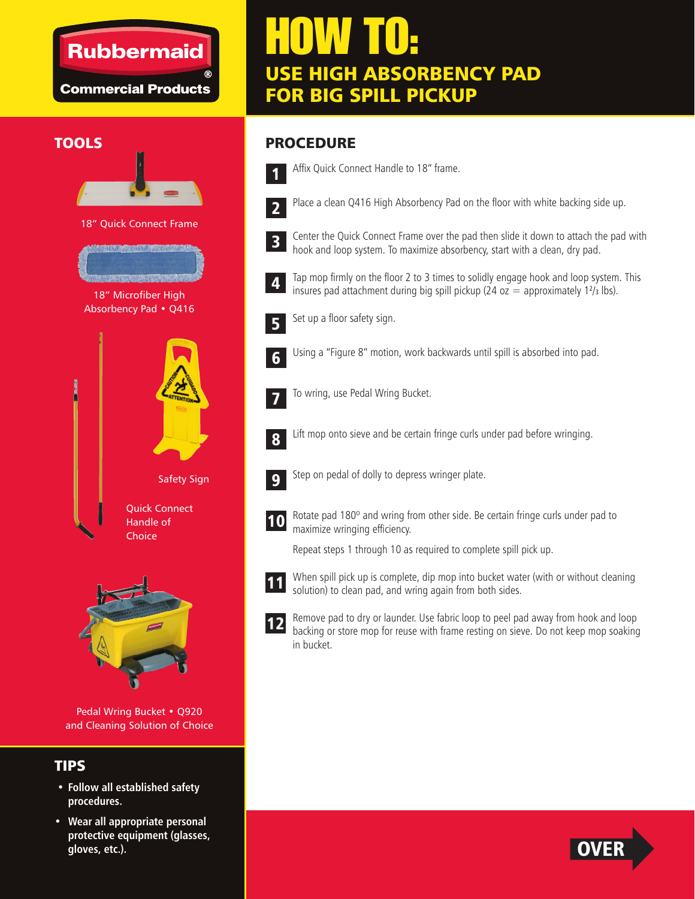Rubbermaid®
Commercial Products

# HOW TO:
## USE HIGH ABSORBENCY PAD FOR BIG SPILL PICKUP

## TOOLS

18" Quick Connect Frame

18" Microfiber High Absorbency Pad • Q416

Safety Sign

Quick Connect Handle of Choice

Pedal Wring Bucket • Q920 and Cleaning Solution of Choice

## TIPS

- **Follow all established safety procedures.**
- **Wear all appropriate personal protective equipment (glasses, gloves, etc.).**

## PROCEDURE

1. Affix Quick Connect Handle to 18" frame.
2. Place a clean Q416 High Absorbency Pad on the floor with white backing side up.
3. Center the Quick Connect Frame over the pad then slide it down to attach the pad with hook and loop system. To maximize absorbency, start with a clean, dry pad.
4. Tap mop firmly on the floor 2 to 3 times to solidly engage hook and loop system. This insures pad attachment during big spill pickup (24 oz = approximately 1²/₃ lbs).
5. Set up a floor safety sign.
6. Using a "Figure 8" motion, work backwards until spill is absorbed into pad.
7. To wring, use Pedal Wring Bucket.
8. Lift mop onto sieve and be certain fringe curls under pad before wringing.
9. Step on pedal of dolly to depress wringer plate.
10. Rotate pad 180º and wring from other side. Be certain fringe curls under pad to maximize wringing efficiency.

    Repeat steps 1 through 10 as required to complete spill pick up.
11. When spill pick up is complete, dip mop into bucket water (with or without cleaning solution) to clean pad, and wring again from both sides.
12. Remove pad to dry or launder. Use fabric loop to peel pad away from hook and loop backing or store mop for reuse with frame resting on sieve. Do not keep mop soaking in bucket.

OVER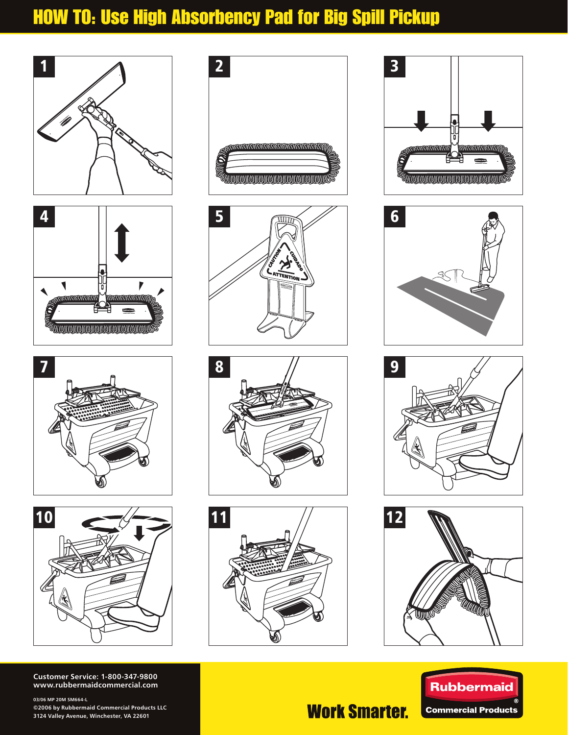# HOW TO: Use High Absorbency Pad for Big Spill Pickup

1

2

3

4

5

6

7

8

9

10

11

12

Customer Service: 1-800-347-9800
www.rubbermaidcommercial.com

03/06 MP 20M SM664-L
©2006 by Rubbermaid Commercial Products LLC
3124 Valley Avenue, Winchester, VA 22601

Work Smarter.

Rubbermaid® Commercial Products